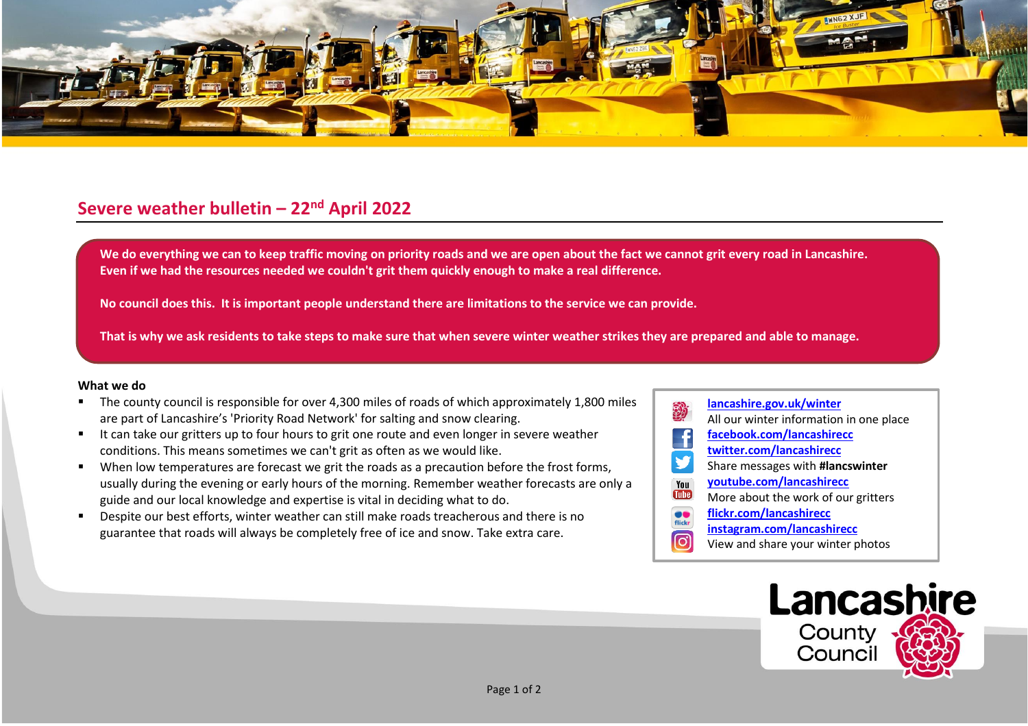# Severe weather bulletin – 22nd April 2022

**We do everything we can to keep traffic moving on priority roads and we are open about the fact we cannot grit every road in Lancashire. Even if we had the resources needed we couldn't grit them quickly enough to make a real difference.**

**No council does this. It is important people understand there are limitations to the service we can provide.**

**That is why we ask residents to take steps to make sure that when severe winter weather strikes they are prepared and able to manage.**

**What we do**

- The county council is responsible for over 4,300 miles of roads of which approximately 1,800 miles are part of Lancashire's 'Priority Road Network' for salting and snow clearing.
- It can take our gritters up to four hours to grit one route and even longer in severe weather conditions. This means sometimes we can't grit as often as we would like.
- When low temperatures are forecast we grit the roads as a precaution before the frost forms, usually during the evening or early hours of the morning. Remember weather forecasts are only a guide and our local knowledge and expertise is vital in deciding what to do.
- Despite our best efforts, winter weather can still make roads treacherous and there is no guarantee that roads will always be completely free of ice and snow. Take extra care.

**lancashire.gov.uk/winter**
All our winter information in one place
**facebook.com/lancashirecc**
**twitter.com/lancashirecc**
Share messages with **#lancswinter**
**youtube.com/lancashirecc**
More about the work of our gritters
**flickr.com/lancashirecc**
**instagram.com/lancashirecc**
View and share your winter photos

Lancashire County Council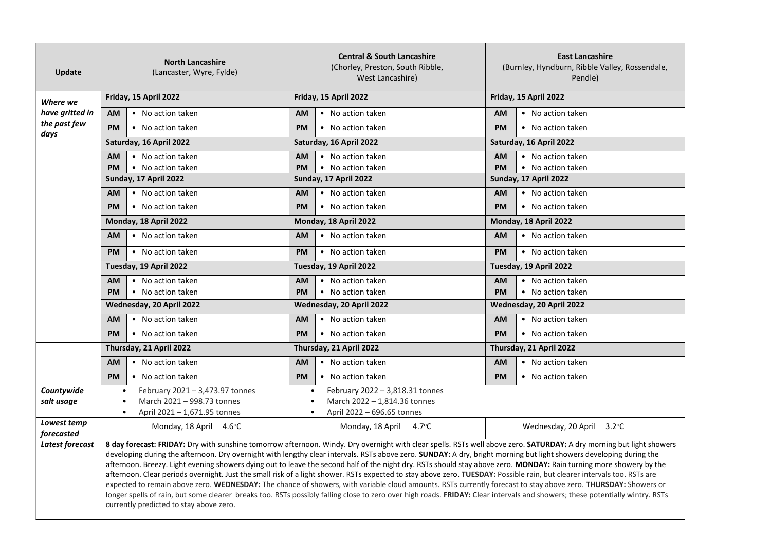| Update | North Lancashire (Lancaster, Wyre, Fylde) | | Central & South Lancashire (Chorley, Preston, South Ribble, West Lancashire) | | East Lancashire (Burnley, Hyndburn, Ribble Valley, Rossendale, Pendle) | |
|---|---|---|---|---|---|---|
| ***Where we have gritted in the past few days*** | **Friday, 15 April 2022** | | **Friday, 15 April 2022** | | **Friday, 15 April 2022** | |
| | **AM** | • No action taken | **AM** | • No action taken | **AM** | • No action taken |
| | **PM** | • No action taken | **PM** | • No action taken | **PM** | • No action taken |
| | **Saturday, 16 April 2022** | | **Saturday, 16 April 2022** | | **Saturday, 16 April 2022** | |
| | **AM** | • No action taken | **AM** | • No action taken | **AM** | • No action taken |
| | **PM** | • No action taken | **PM** | • No action taken | **PM** | • No action taken |
| | **Sunday, 17 April 2022** | | **Sunday, 17 April 2022** | | **Sunday, 17 April 2022** | |
| | **AM** | • No action taken | **AM** | • No action taken | **AM** | • No action taken |
| | **PM** | • No action taken | **PM** | • No action taken | **PM** | • No action taken |
| | **Monday, 18 April 2022** | | **Monday, 18 April 2022** | | **Monday, 18 April 2022** | |
| | **AM** | • No action taken | **AM** | • No action taken | **AM** | • No action taken |
| | **PM** | • No action taken | **PM** | • No action taken | **PM** | • No action taken |
| | **Tuesday, 19 April 2022** | | **Tuesday, 19 April 2022** | | **Tuesday, 19 April 2022** | |
| | **AM** | • No action taken | **AM** | • No action taken | **AM** | • No action taken |
| | **PM** | • No action taken | **PM** | • No action taken | **PM** | • No action taken |
| | **Wednesday, 20 April 2022** | | **Wednesday, 20 April 2022** | | **Wednesday, 20 April 2022** | |
| | **AM** | • No action taken | **AM** | • No action taken | **AM** | • No action taken |
| | **PM** | • No action taken | **PM** | • No action taken | **PM** | • No action taken |
| | **Thursday, 21 April 2022** | | **Thursday, 21 April 2022** | | **Thursday, 21 April 2022** | |
| | **AM** | • No action taken | **AM** | • No action taken | **AM** | • No action taken |
| | **PM** | • No action taken | **PM** | • No action taken | **PM** | • No action taken |
| ***Countywide salt usage*** | • February 2021 – 3,473.97 tonnes<br>• March 2021 – 998.73 tonnes<br>• April 2021 – 1,671.95 tonnes | | • February 2022 – 3,818.31 tonnes<br>• March 2022 – 1,814.36 tonnes<br>• April 2022 – 696.65 tonnes | | | |
| ***Lowest temp forecasted*** | Monday, 18 April 4.6°C | | Monday, 18 April 4.7°C | | Wednesday, 20 April 3.2°C | |
| ***Latest forecast*** | **8 day forecast: FRIDAY:** Dry with sunshine tomorrow afternoon. Windy. Dry overnight with clear spells. RSTs well above zero. **SATURDAY:** A dry morning but light showers developing during the afternoon. Dry overnight with lengthy clear intervals. RSTs above zero. **SUNDAY:** A dry, bright morning but light showers developing during the afternoon. Breezy. Light evening showers dying out to leave the second half of the night dry. RSTs should stay above zero. **MONDAY:** Rain turning more showery by the afternoon. Clear periods overnight. Just the small risk of a light shower. RSTs expected to stay above zero. **TUESDAY:** Possible rain, but clearer intervals too. RSTs are expected to remain above zero. **WEDNESDAY:** The chance of showers, with variable cloud amounts. RSTs currently forecast to stay above zero. **THURSDAY:** Showers or longer spells of rain, but some clearer breaks too. RSTs possibly falling close to zero over high roads. **FRIDAY:** Clear intervals and showers; these potentially wintry. RSTs currently predicted to stay above zero. | | | | | |